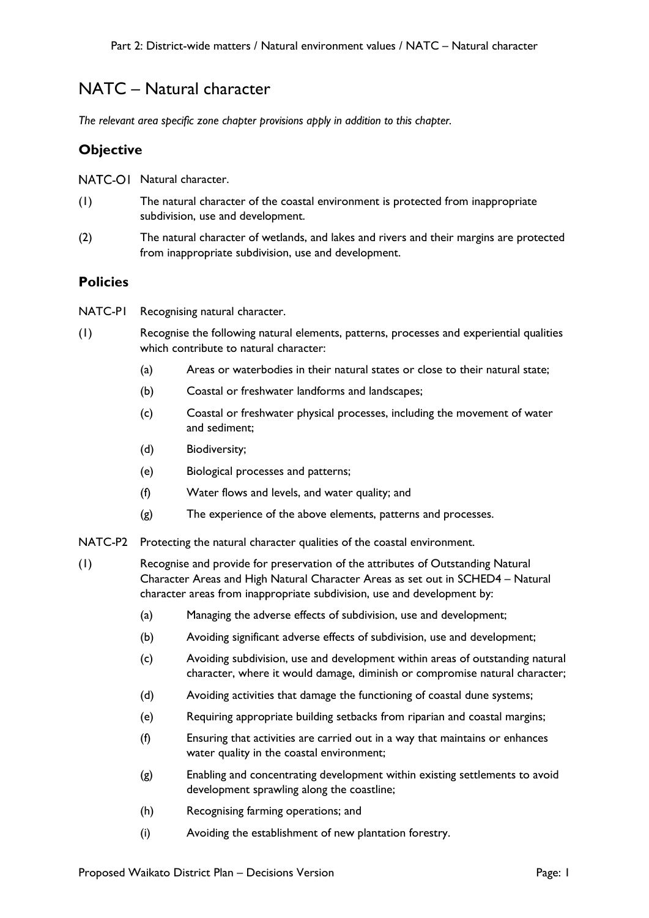# NATC – Natural character

*The relevant area specific zone chapter provisions apply in addition to this chapter.*

## Objective

NATC-O1 Natural character.

(1) The natural character of the coastal environment is protected from inappropriate subdivision, use and development.

(2) The natural character of wetlands, and lakes and rivers and their margins are protected from inappropriate subdivision, use and development.

## Policies

NATC-P1 Recognising natural character.

(1) Recognise the following natural elements, patterns, processes and experiential qualities which contribute to natural character:

- (a) Areas or waterbodies in their natural states or close to their natural state;
- (b) Coastal or freshwater landforms and landscapes;
- (c) Coastal or freshwater physical processes, including the movement of water and sediment;
- (d) Biodiversity;
- (e) Biological processes and patterns;
- (f) Water flows and levels, and water quality; and
- (g) The experience of the above elements, patterns and processes.

NATC-P2 Protecting the natural character qualities of the coastal environment.

(1) Recognise and provide for preservation of the attributes of Outstanding Natural Character Areas and High Natural Character Areas as set out in SCHED4 – Natural character areas from inappropriate subdivision, use and development by:

- (a) Managing the adverse effects of subdivision, use and development;
- (b) Avoiding significant adverse effects of subdivision, use and development;
- (c) Avoiding subdivision, use and development within areas of outstanding natural character, where it would damage, diminish or compromise natural character;
- (d) Avoiding activities that damage the functioning of coastal dune systems;
- (e) Requiring appropriate building setbacks from riparian and coastal margins;
- (f) Ensuring that activities are carried out in a way that maintains or enhances water quality in the coastal environment;
- (g) Enabling and concentrating development within existing settlements to avoid development sprawling along the coastline;
- (h) Recognising farming operations; and
- (i) Avoiding the establishment of new plantation forestry.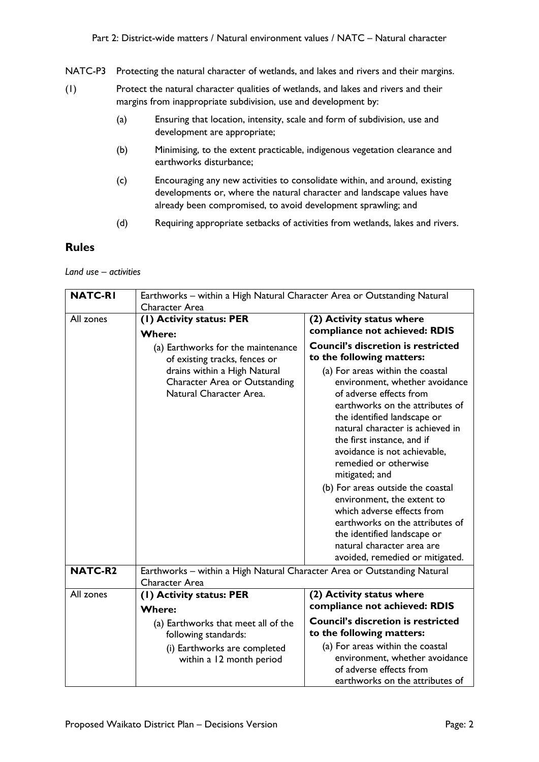NATC-P3 Protecting the natural character of wetlands, and lakes and rivers and their margins.

(1) Protect the natural character qualities of wetlands, and lakes and rivers and their margins from inappropriate subdivision, use and development by:

- (a) Ensuring that location, intensity, scale and form of subdivision, use and development are appropriate;
- (b) Minimising, to the extent practicable, indigenous vegetation clearance and earthworks disturbance;
- (c) Encouraging any new activities to consolidate within, and around, existing developments or, where the natural character and landscape values have already been compromised, to avoid development sprawling; and
- (d) Requiring appropriate setbacks of activities from wetlands, lakes and rivers.

## Rules

*Land use – activities*

| **NATC-R1** | Earthworks – within a High Natural Character Area or Outstanding Natural Character Area | |
|---|---|---|
| All zones | **(1) Activity status: PER**<br>**Where:**<br>(a) Earthworks for the maintenance of existing tracks, fences or drains within a High Natural Character Area or Outstanding Natural Character Area. | **(2) Activity status where compliance not achieved: RDIS**<br>**Council's discretion is restricted to the following matters:**<br>(a) For areas within the coastal environment, whether avoidance of adverse effects from earthworks on the attributes of the identified landscape or natural character is achieved in the first instance, and if avoidance is not achievable, remedied or otherwise mitigated; and<br>(b) For areas outside the coastal environment, the extent to which adverse effects from earthworks on the attributes of the identified landscape or natural character area are avoided, remedied or mitigated. |
| **NATC-R2** | Earthworks – within a High Natural Character Area or Outstanding Natural Character Area | |
| All zones | **(1) Activity status: PER**<br>**Where:**<br>(a) Earthworks that meet all of the following standards:<br>(i) Earthworks are completed within a 12 month period | **(2) Activity status where compliance not achieved: RDIS**<br>**Council's discretion is restricted to the following matters:**<br>(a) For areas within the coastal environment, whether avoidance of adverse effects from earthworks on the attributes of |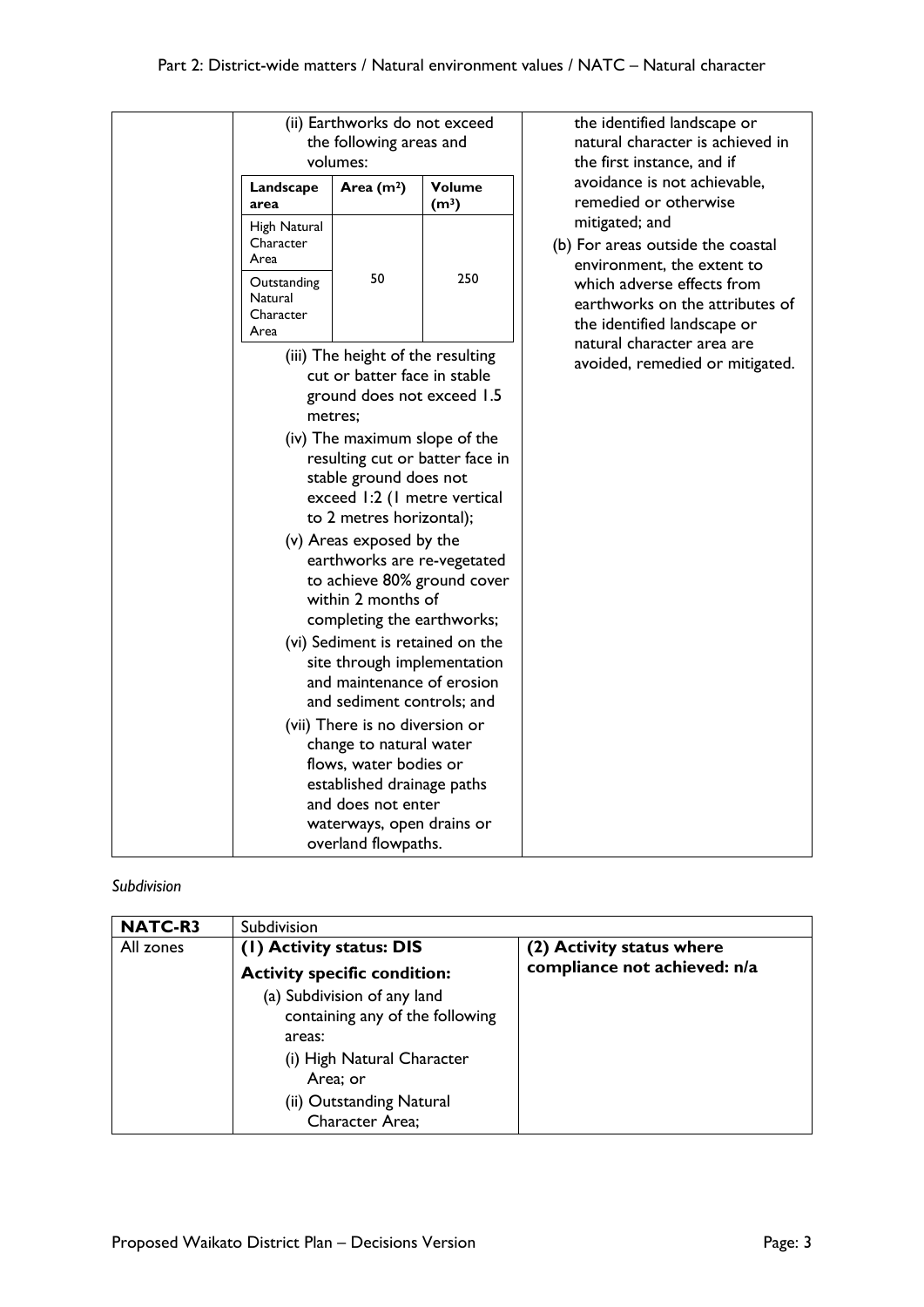| | | |
|---|---|---|
| | (ii) Earthworks do not exceed the following areas and volumes:<br><br>Landscape area / Area ($m^2$) / Volume ($m^3$):<br>High Natural Character Area – 50 – 250<br>Outstanding Natural Character Area – 50 – 250<br><br>(iii) The height of the resulting cut or batter face in stable ground does not exceed 1.5 metres;<br><br>(iv) The maximum slope of the resulting cut or batter face in stable ground does not exceed 1:2 (1 metre vertical to 2 metres horizontal);<br><br>(v) Areas exposed by the earthworks are re-vegetated to achieve 80% ground cover within 2 months of completing the earthworks;<br><br>(vi) Sediment is retained on the site through implementation and maintenance of erosion and sediment controls; and<br><br>(vii) There is no diversion or change to natural water flows, water bodies or established drainage paths and does not enter waterways, open drains or overland flowpaths. | the identified landscape or natural character is achieved in the first instance, and if avoidance is not achievable, remedied or otherwise mitigated; and<br><br>(b) For areas outside the coastal environment, the extent to which adverse effects from earthworks on the attributes of the identified landscape or natural character area are avoided, remedied or mitigated. |

| Landscape area | Area ($m^2$) | Volume ($m^3$) |
|---|---|---|
| High Natural Character Area | 50 | 250 |
| Outstanding Natural Character Area | | |

*Subdivision*

| **NATC-R3** | Subdivision | |
|---|---|---|
| All zones | **(1) Activity status: DIS**<br><br>**Activity specific condition:**<br><br>(a) Subdivision of any land containing any of the following areas:<br><br>(i) High Natural Character Area; or<br><br>(ii) Outstanding Natural Character Area; | **(2) Activity status where compliance not achieved: n/a** |